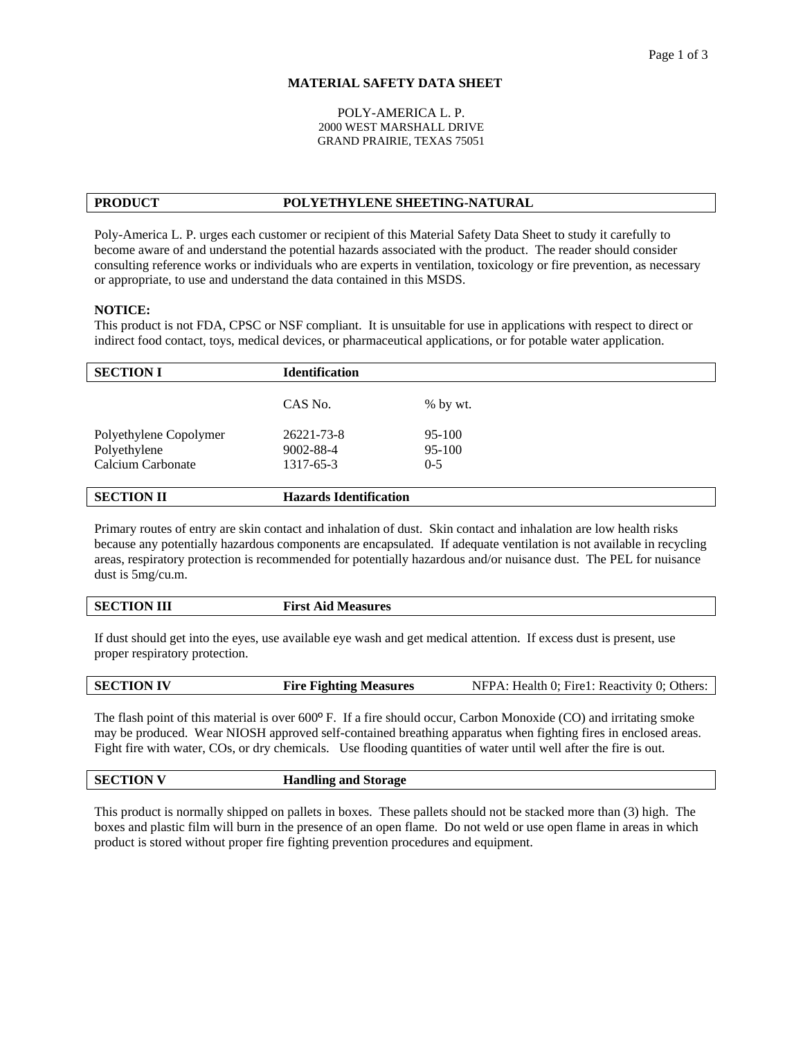# MATERIAL SAFETY DATA SHEET

POLY-AMERICA L. P.
2000 WEST MARSHALL DRIVE
GRAND PRAIRIE, TEXAS 75051

## PRODUCT — POLYETHYLENE SHEETING-NATURAL

Poly-America L. P. urges each customer or recipient of this Material Safety Data Sheet to study it carefully to become aware of and understand the potential hazards associated with the product. The reader should consider consulting reference works or individuals who are experts in ventilation, toxicology or fire prevention, as necessary or appropriate, to use and understand the data contained in this MSDS.

**NOTICE:**
This product is not FDA, CPSC or NSF compliant. It is unsuitable for use in applications with respect to direct or indirect food contact, toys, medical devices, or pharmaceutical applications, or for potable water application.

## SECTION I — Identification

| | CAS No. | % by wt. |
|---|---|---|
| Polyethylene Copolymer | 26221-73-8 | 95-100 |
| Polyethylene | 9002-88-4 | 95-100 |
| Calcium Carbonate | 1317-65-3 | 0-5 |

## SECTION II — Hazards Identification

Primary routes of entry are skin contact and inhalation of dust. Skin contact and inhalation are low health risks because any potentially hazardous components are encapsulated. If adequate ventilation is not available in recycling areas, respiratory protection is recommended for potentially hazardous and/or nuisance dust. The PEL for nuisance dust is 5mg/cu.m.

## SECTION III — First Aid Measures

If dust should get into the eyes, use available eye wash and get medical attention. If excess dust is present, use proper respiratory protection.

## SECTION IV — Fire Fighting Measures — NFPA: Health 0; Fire1: Reactivity 0; Others:

The flash point of this material is over 600º F. If a fire should occur, Carbon Monoxide (CO) and irritating smoke may be produced. Wear NIOSH approved self-contained breathing apparatus when fighting fires in enclosed areas. Fight fire with water, COs, or dry chemicals. Use flooding quantities of water until well after the fire is out.

## SECTION V — Handling and Storage

This product is normally shipped on pallets in boxes. These pallets should not be stacked more than (3) high. The boxes and plastic film will burn in the presence of an open flame. Do not weld or use open flame in areas in which product is stored without proper fire fighting prevention procedures and equipment.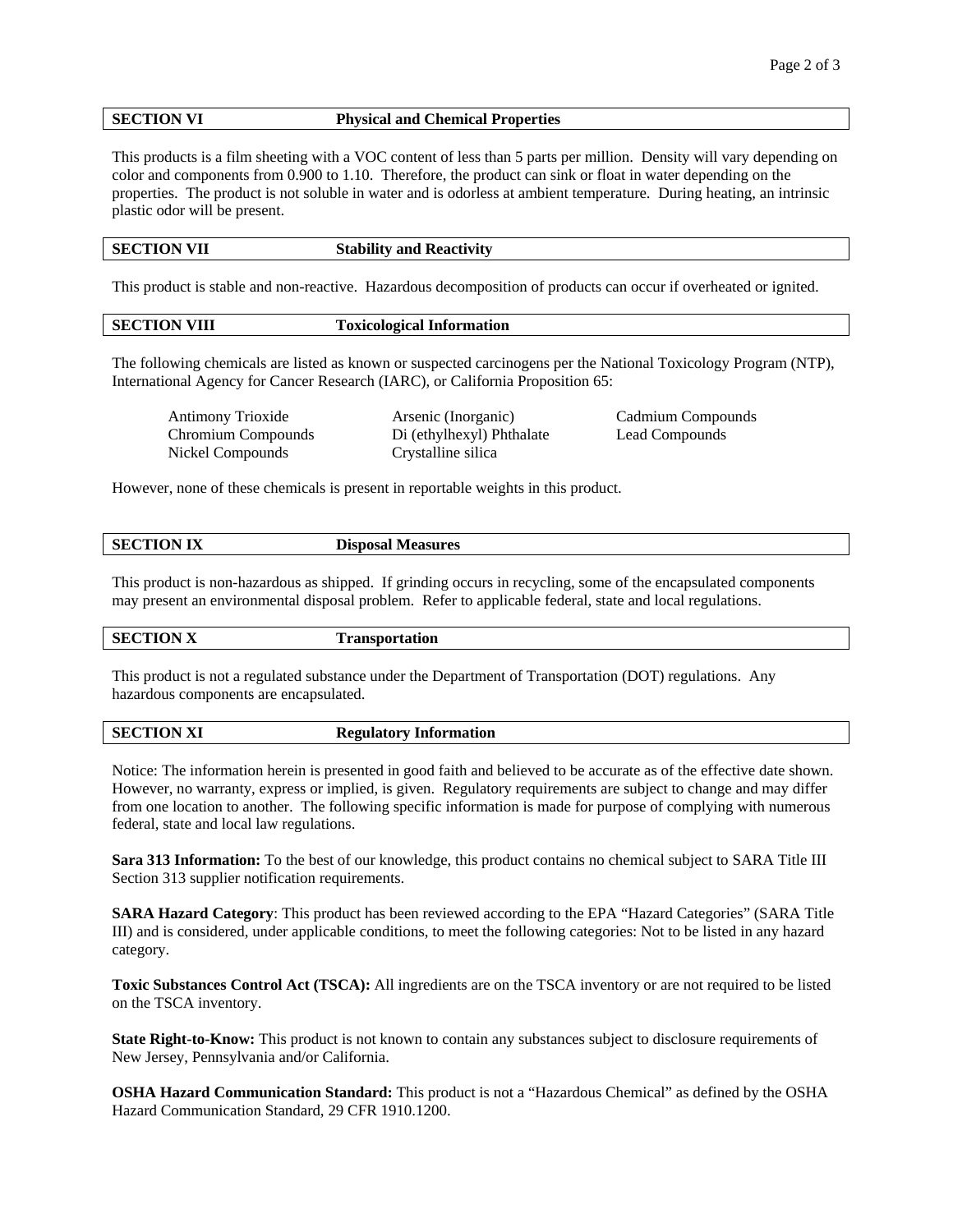## SECTION VI Physical and Chemical Properties

This products is a film sheeting with a VOC content of less than 5 parts per million. Density will vary depending on color and components from 0.900 to 1.10. Therefore, the product can sink or float in water depending on the properties. The product is not soluble in water and is odorless at ambient temperature. During heating, an intrinsic plastic odor will be present.

## SECTION VII Stability and Reactivity

This product is stable and non-reactive. Hazardous decomposition of products can occur if overheated or ignited.

## SECTION VIII Toxicological Information

The following chemicals are listed as known or suspected carcinogens per the National Toxicology Program (NTP), International Agency for Cancer Research (IARC), or California Proposition 65:

| | | |
|---|---|---|
| Antimony Trioxide | Arsenic (Inorganic) | Cadmium Compounds |
| Chromium Compounds | Di (ethylhexyl) Phthalate | Lead Compounds |
| Nickel Compounds | Crystalline silica | |

However, none of these chemicals is present in reportable weights in this product.

## SECTION IX Disposal Measures

This product is non-hazardous as shipped. If grinding occurs in recycling, some of the encapsulated components may present an environmental disposal problem. Refer to applicable federal, state and local regulations.

## SECTION X Transportation

This product is not a regulated substance under the Department of Transportation (DOT) regulations. Any hazardous components are encapsulated.

## SECTION XI Regulatory Information

Notice: The information herein is presented in good faith and believed to be accurate as of the effective date shown. However, no warranty, express or implied, is given. Regulatory requirements are subject to change and may differ from one location to another. The following specific information is made for purpose of complying with numerous federal, state and local law regulations.

**Sara 313 Information:** To the best of our knowledge, this product contains no chemical subject to SARA Title III Section 313 supplier notification requirements.

**SARA Hazard Category**: This product has been reviewed according to the EPA "Hazard Categories" (SARA Title III) and is considered, under applicable conditions, to meet the following categories: Not to be listed in any hazard category.

**Toxic Substances Control Act (TSCA):** All ingredients are on the TSCA inventory or are not required to be listed on the TSCA inventory.

**State Right-to-Know:** This product is not known to contain any substances subject to disclosure requirements of New Jersey, Pennsylvania and/or California.

**OSHA Hazard Communication Standard:** This product is not a "Hazardous Chemical" as defined by the OSHA Hazard Communication Standard, 29 CFR 1910.1200.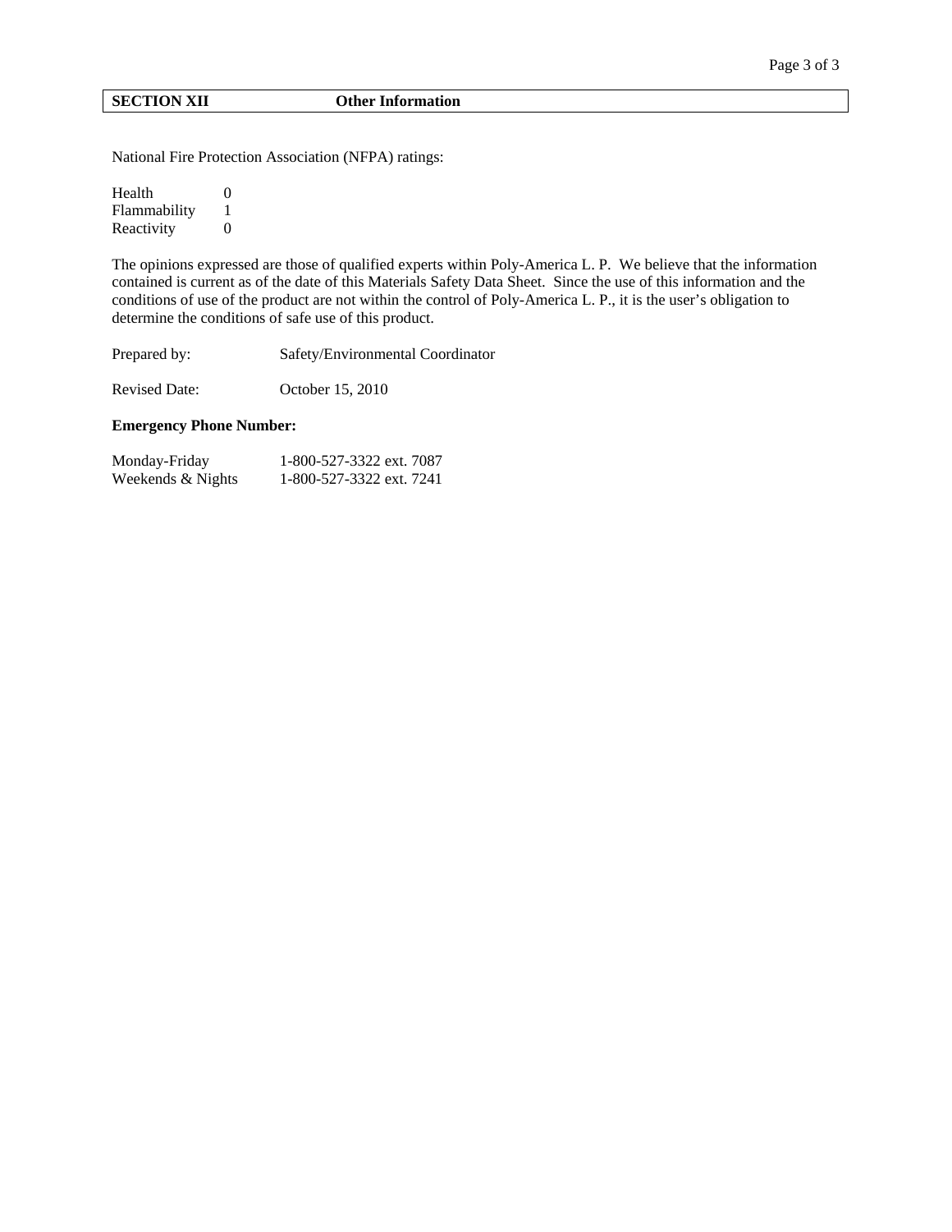## SECTION XII Other Information

National Fire Protection Association (NFPA) ratings:

| | |
|---|---|
| Health | 0 |
| Flammability | 1 |
| Reactivity | 0 |

The opinions expressed are those of qualified experts within Poly-America L. P. We believe that the information contained is current as of the date of this Materials Safety Data Sheet. Since the use of this information and the conditions of use of the product are not within the control of Poly-America L. P., it is the user's obligation to determine the conditions of safe use of this product.

Prepared by: Safety/Environmental Coordinator

Revised Date: October 15, 2010

**Emergency Phone Number:**

| | |
|---|---|
| Monday-Friday | 1-800-527-3322 ext. 7087 |
| Weekends & Nights | 1-800-527-3322 ext. 7241 |